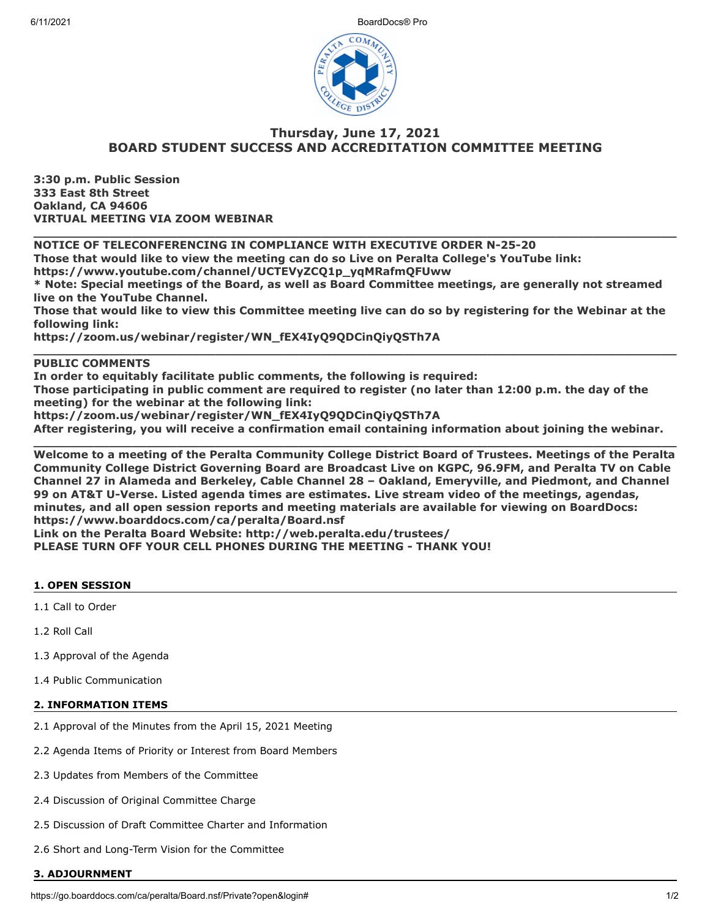# Thursday, June 17, 2021
# BOARD STUDENT SUCCESS AND ACCREDITATION COMMITTEE MEETING

**3:30 p.m. Public Session**
**333 East 8th Street**
**Oakland, CA 94606**
**VIRTUAL MEETING VIA ZOOM WEBINAR**

---

**NOTICE OF TELECONFERENCING IN COMPLIANCE WITH EXECUTIVE ORDER N-25-20**
**Those that would like to view the meeting can do so Live on Peralta College's YouTube link:**
**https://www.youtube.com/channel/UCTEVyZCQ1p_yqMRafmQFUww**
*** Note: Special meetings of the Board, as well as Board Committee meetings, are generally not streamed live on the YouTube Channel.**
**Those that would like to view this Committee meeting live can do so by registering for the Webinar at the following link:**
**https://zoom.us/webinar/register/WN_fEX4IyQ9QDCinQiyQSTh7A**

---

**PUBLIC COMMENTS**
**In order to equitably facilitate public comments, the following is required:**
**Those participating in public comment are required to register (no later than 12:00 p.m. the day of the meeting) for the webinar at the following link:**
**https://zoom.us/webinar/register/WN_fEX4IyQ9QDCinQiyQSTh7A**
**After registering, you will receive a confirmation email containing information about joining the webinar.**

---

**Welcome to a meeting of the Peralta Community College District Board of Trustees. Meetings of the Peralta Community College District Governing Board are Broadcast Live on KGPC, 96.9FM, and Peralta TV on Cable Channel 27 in Alameda and Berkeley, Cable Channel 28 – Oakland, Emeryville, and Piedmont, and Channel 99 on AT&T U-Verse. Listed agenda times are estimates. Live stream video of the meetings, agendas, minutes, and all open session reports and meeting materials are available for viewing on BoardDocs: https://www.boarddocs.com/ca/peralta/Board.nsf**
**Link on the Peralta Board Website: http://web.peralta.edu/trustees/**
**PLEASE TURN OFF YOUR CELL PHONES DURING THE MEETING - THANK YOU!**

## 1. OPEN SESSION

1.1 Call to Order

1.2 Roll Call

1.3 Approval of the Agenda

1.4 Public Communication

## 2. INFORMATION ITEMS

2.1 Approval of the Minutes from the April 15, 2021 Meeting

2.2 Agenda Items of Priority or Interest from Board Members

2.3 Updates from Members of the Committee

2.4 Discussion of Original Committee Charge

2.5 Discussion of Draft Committee Charter and Information

2.6 Short and Long-Term Vision for the Committee

## 3. ADJOURNMENT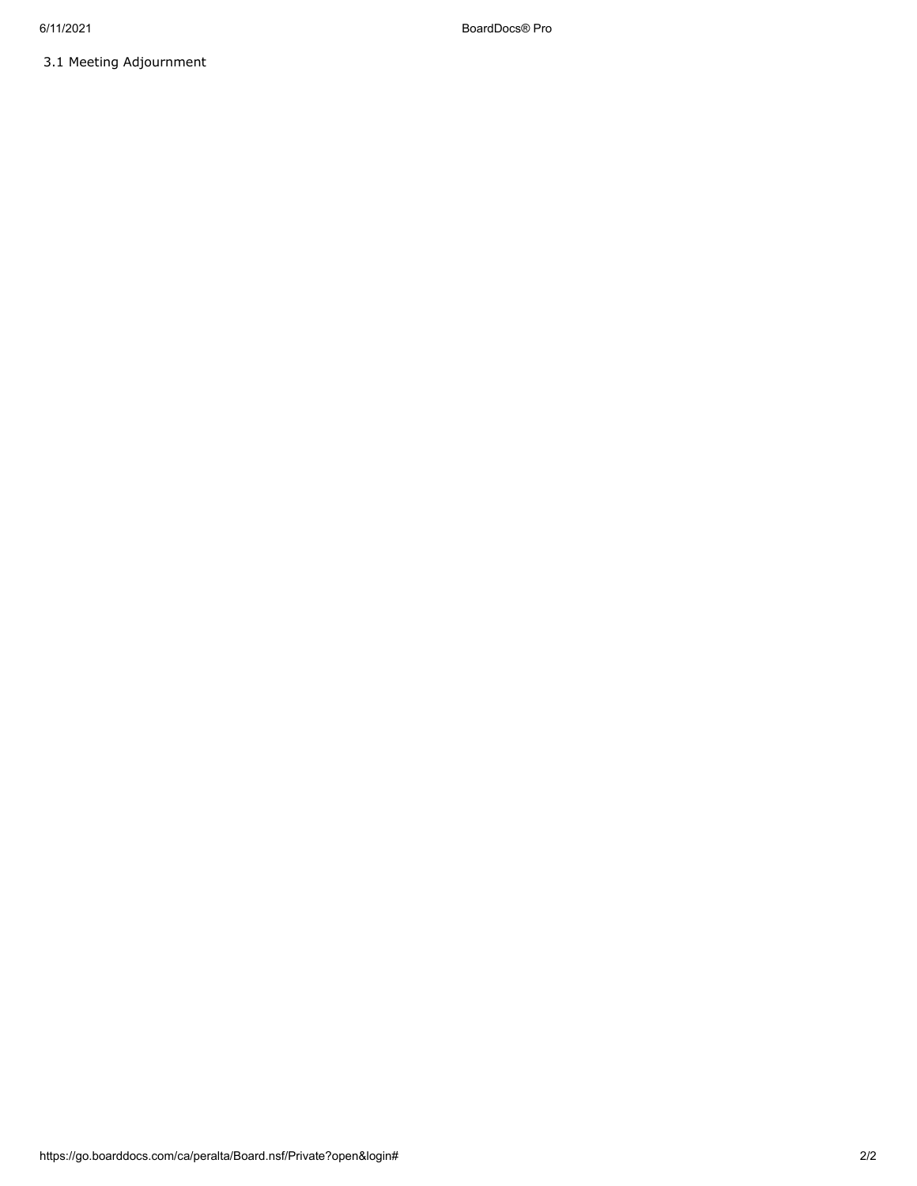3.1 Meeting Adjournment